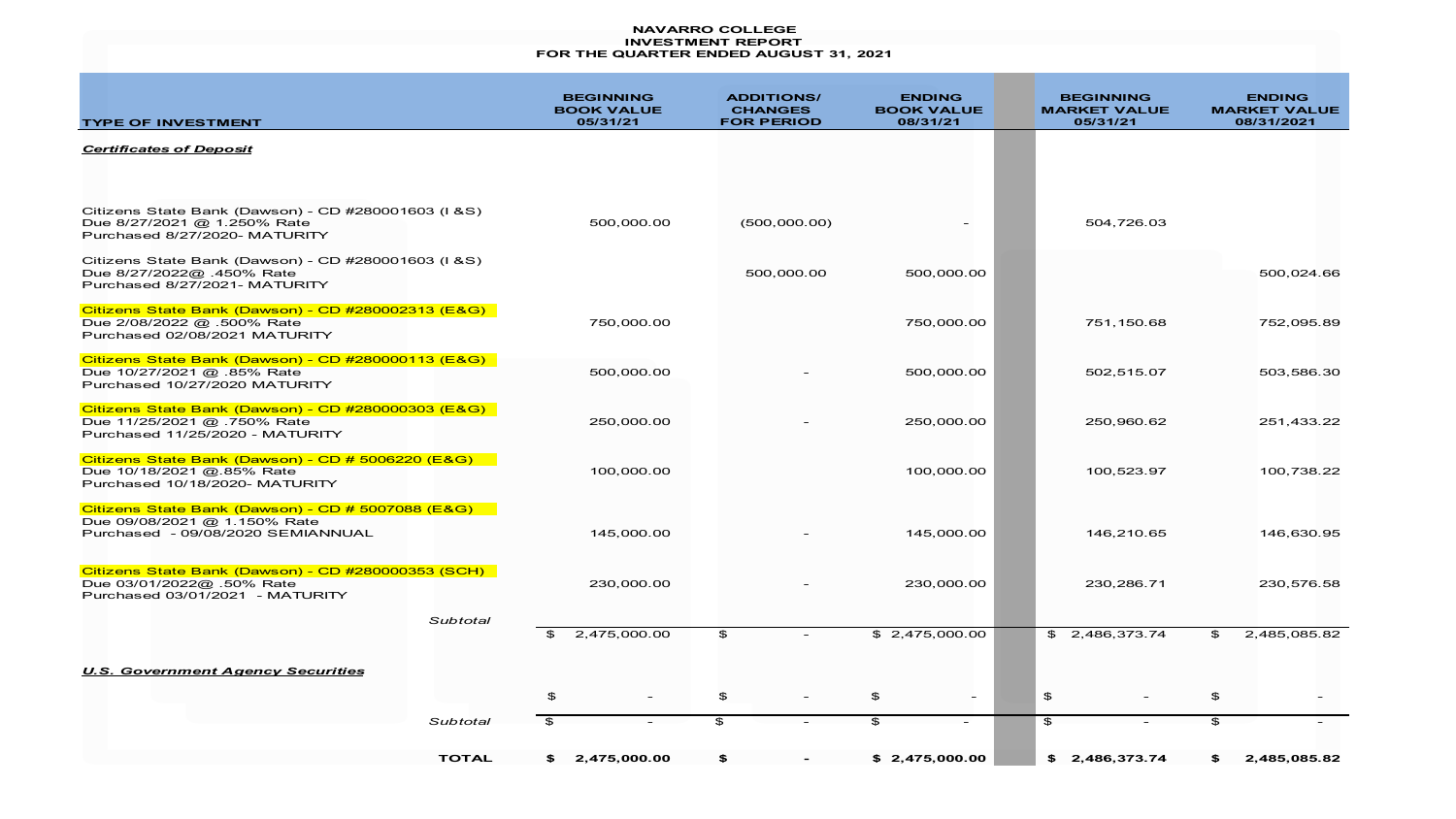# NAVARRO COLLEGE
## INVESTMENT REPORT
### FOR THE QUARTER ENDED AUGUST 31, 2021

| TYPE OF INVESTMENT | BEGINNING BOOK VALUE 05/31/21 | ADDITIONS/ CHANGES FOR PERIOD | ENDING BOOK VALUE 08/31/21 | BEGINNING MARKET VALUE 05/31/21 | ENDING MARKET VALUE 08/31/2021 |
|---|---|---|---|---|---|
| ***Certificates of Deposit*** | | | | | |
| Citizens State Bank (Dawson) - CD #280001603 (I &S) Due 8/27/2021 @ 1.250% Rate Purchased 8/27/2020- MATURITY | 500,000.00 | (500,000.00) | - | 504,726.03 | |
| Citizens State Bank (Dawson) - CD #280001603 (I &S) Due 8/27/2022@ .450% Rate Purchased 8/27/2021- MATURITY | | 500,000.00 | 500,000.00 | | 500,024.66 |
| Citizens State Bank (Dawson) - CD #280002313 (E&G) Due 2/08/2022 @ .500% Rate Purchased 02/08/2021 MATURITY | 750,000.00 | | 750,000.00 | 751,150.68 | 752,095.89 |
| Citizens State Bank (Dawson) - CD #280000113 (E&G) Due 10/27/2021 @ .85% Rate Purchased 10/27/2020 MATURITY | 500,000.00 | - | 500,000.00 | 502,515.07 | 503,586.30 |
| Citizens State Bank (Dawson) - CD #280000303 (E&G) Due 11/25/2021 @ .750% Rate Purchased 11/25/2020 - MATURITY | 250,000.00 | - | 250,000.00 | 250,960.62 | 251,433.22 |
| Citizens State Bank (Dawson) - CD # 5006220 (E&G) Due 10/18/2021 @.85% Rate Purchased 10/18/2020- MATURITY | 100,000.00 | | 100,000.00 | 100,523.97 | 100,738.22 |
| Citizens State Bank (Dawson) - CD # 5007088 (E&G) Due 09/08/2021 @ 1.150% Rate Purchased - 09/08/2020 SEMIANNUAL | 145,000.00 | - | 145,000.00 | 146,210.65 | 146,630.95 |
| Citizens State Bank (Dawson) - CD #280000353 (SCH) Due 03/01/2022@ .50% Rate Purchased 03/01/2021 - MATURITY | 230,000.00 | - | 230,000.00 | 230,286.71 | 230,576.58 |
| *Subtotal* | $ 2,475,000.00 | $ - | $ 2,475,000.00 | $ 2,486,373.74 | $ 2,485,085.82 |
| ***U.S. Government Agency Securities*** | | | | | |
| | $ - | $ - | $ - | $ - | $ - |
| *Subtotal* | $ - | $ - | $ - | $ - | $ - |
| **TOTAL** | **$ 2,475,000.00** | **$ -** | **$ 2,475,000.00** | **$ 2,486,373.74** | **$ 2,485,085.82** |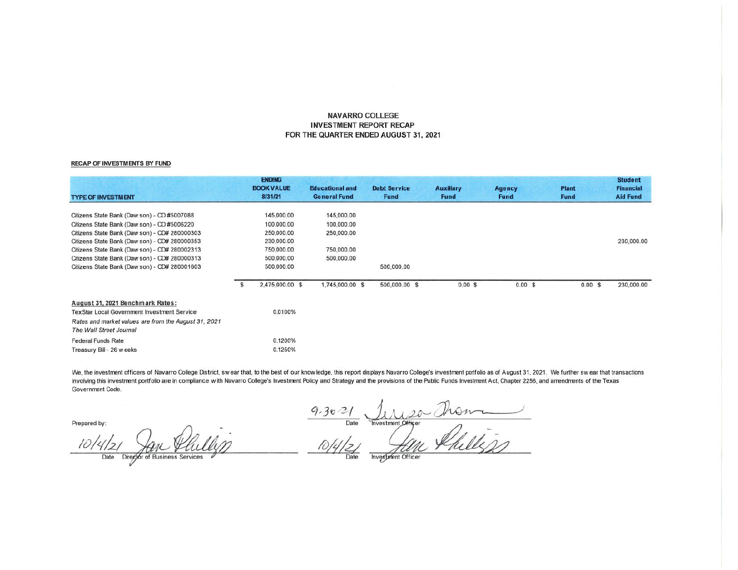**NAVARRO COLLEGE**
**INVESTMENT REPORT RECAP**
**FOR THE QUARTER ENDED AUGUST 31, 2021**

**RECAP OF INVESTMENTS BY FUND**

| TYPE OF INVESTMENT | ENDING BOOK VALUE 8/31/21 | Educational and General Fund | Debt Service Fund | Auxiliary Fund | Agency Fund | Plant Fund | Student Financial Aid Fund |
|---|---|---|---|---|---|---|---|
| Citizens State Bank (Dawson) - CD #5007088 | 145,000.00 | 145,000.00 | | | | | |
| Citizens State Bank (Dawson) - CD #5006220 | 100,000.00 | 100,000.00 | | | | | |
| Citizens State Bank (Dawson) - CD# 280000303 | 250,000.00 | 250,000.00 | | | | | |
| Citizens State Bank (Dawson) - CD# 280000353 | 230,000.00 | | | | | | 230,000.00 |
| Citizens State Bank (Dawson) - CD# 280002313 | 750,000.00 | 750,000.00 | | | | | |
| Citizens State Bank (Dawson) - CD# 280000313 | 500,000.00 | 500,000.00 | | | | | |
| Citizens State Bank (Dawson) - CD# 280001603 | 500,000.00 | | 500,000.00 | | | | |
| | $ 2,475,000.00 | $ 1,745,000.00 | $ 500,000.00 | $ 0.00 | $ 0.00 | $ 0.00 | $ 230,000.00 |

**August 31, 2021 Benchmark Rates:**

| | |
|---|---|
| TexStar Local Government Investment Service | 0.0100% |
| *Rates and market values are from the August 31, 2021 The Wall Street Journal* | |
| Federal Funds Rate | 0.1200% |
| Treasury Bill - 26 weeks | 0.1250% |

We, the investment officers of Navarro College District, swear that, to the best of our knowledge, this report displays Navarro College's investment portfolio as of August 31, 2021. We further swear that transactions involving this investment portfolio are in compliance with Navarro College's Investment Policy and Strategy and the provisions of the Public Funds Investment Act, Chapter 2256, and amendments of the Texas Government Code.

Prepared by:

10/4/21 — Jan Phillips
Date — Director of Business Services

9-30-21 — Teresa Thomas
Date — Investment Officer

10/4/21 — Jan Phillips
Date — Investment Officer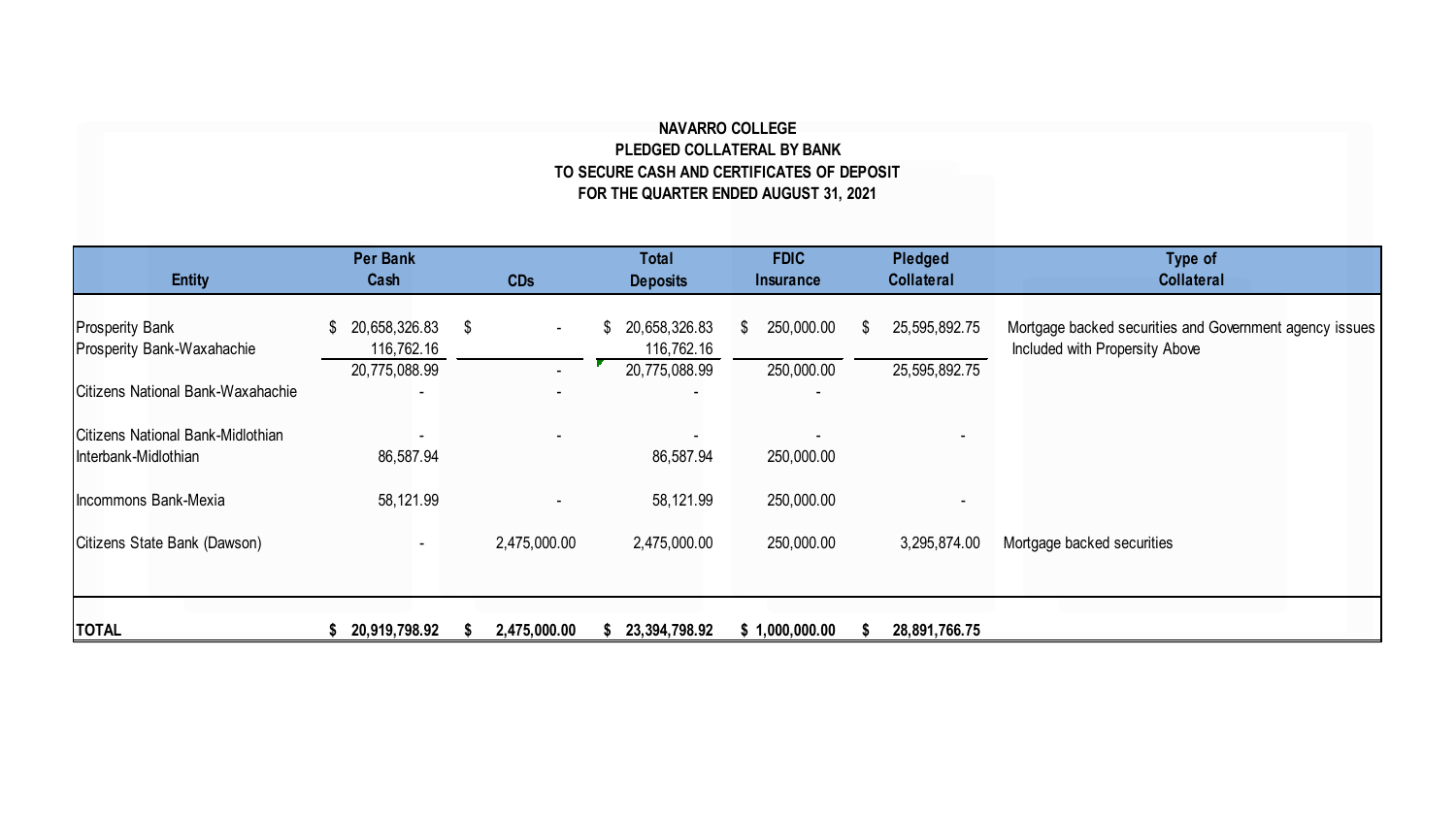**NAVARRO COLLEGE**
**PLEDGED COLLATERAL BY BANK**
**TO SECURE CASH AND CERTIFICATES OF DEPOSIT**
**FOR THE QUARTER ENDED AUGUST 31, 2021**

| Entity | Per Bank Cash | CDs | Total Deposits | FDIC Insurance | Pledged Collateral | Type of Collateral |
|---|---|---|---|---|---|---|
| Prosperity Bank | $ 20,658,326.83 | $ - | $ 20,658,326.83 | $ 250,000.00 | $ 25,595,892.75 | Mortgage backed securities and Government agency issues |
| Prosperity Bank-Waxahachie | 116,762.16 | | 116,762.16 | | | Included with Propersity Above |
| | 20,775,088.99 | - | 20,775,088.99 | 250,000.00 | 25,595,892.75 | |
| Citizens National Bank-Waxahachie | - | - | - | - | | |
| Citizens National Bank-Midlothian | - | - | - | - | - | |
| Interbank-Midlothian | 86,587.94 | | 86,587.94 | 250,000.00 | | |
| Incommons Bank-Mexia | 58,121.99 | - | 58,121.99 | 250,000.00 | - | |
| Citizens State Bank (Dawson) | - | 2,475,000.00 | 2,475,000.00 | 250,000.00 | 3,295,874.00 | Mortgage backed securities |
| **TOTAL** | **$ 20,919,798.92** | **$ 2,475,000.00** | **$ 23,394,798.92** | **$ 1,000,000.00** | **$ 28,891,766.75** | |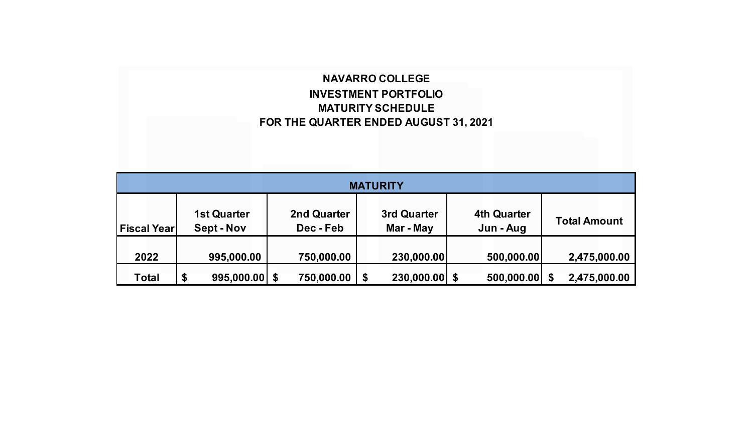**NAVARRO COLLEGE**
**INVESTMENT PORTFOLIO**
**MATURITY SCHEDULE**
**FOR THE QUARTER ENDED AUGUST 31, 2021**

| MATURITY | | | | | |
|---|---|---|---|---|---|
| Fiscal Year | 1st Quarter Sept - Nov | 2nd Quarter Dec - Feb | 3rd Quarter Mar - May | 4th Quarter Jun - Aug | Total Amount |
| 2022 | 995,000.00 | 750,000.00 | 230,000.00 | 500,000.00 | 2,475,000.00 |
| Total | $ 995,000.00 | $ 750,000.00 | $ 230,000.00 | $ 500,000.00 | $ 2,475,000.00 |